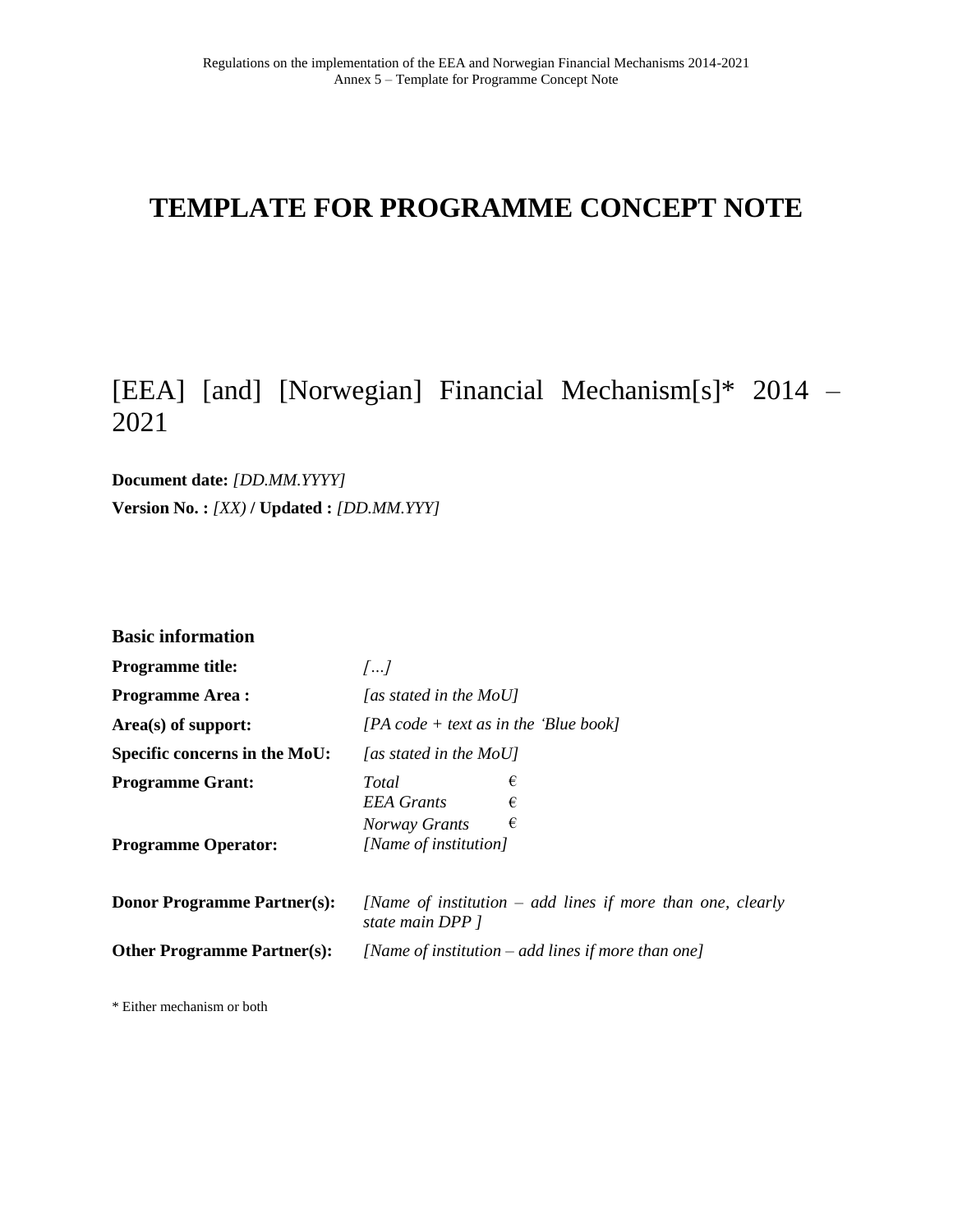# TEMPLATE FOR PROGRAMME CONCEPT NOTE

[EEA] [and] [Norwegian] Financial Mechanism[s]* 2014 – 2021

**Document date:** *[DD.MM.YYYY]*

**Version No. :** *[XX)* **/ Updated :** *[DD.MM.YYY]*

**Basic information**

| | |
|---|---|
| **Programme title:** | *[…]* |
| **Programme Area :** | *[as stated in the MoU]* |
| **Area(s) of support:** | *[PA code + text as in the 'Blue book]* |
| **Specific concerns in the MoU:** | *[as stated in the MoU]* |
| **Programme Grant:** | *Total* € <br> *EEA Grants* € <br> *Norway Grants* € |
| **Programme Operator:** | *[Name of institution]* |
| **Donor Programme Partner(s):** | *[Name of institution – add lines if more than one, clearly state main DPP ]* |
| **Other Programme Partner(s):** | *[Name of institution – add lines if more than one]* |

\* Either mechanism or both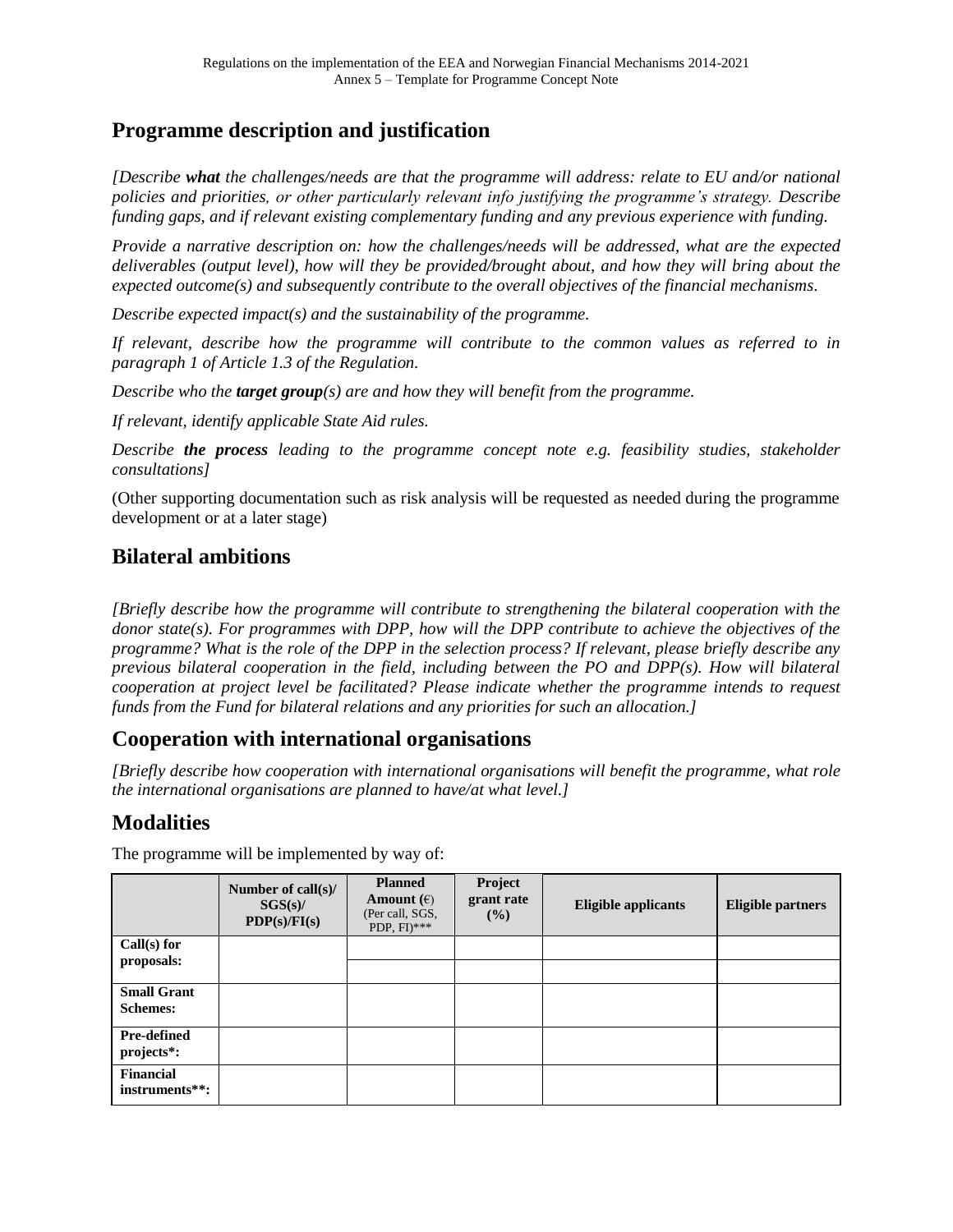## Programme description and justification

*[Describe **what** the challenges/needs are that the programme will address: relate to EU and/or national policies and priorities, or other particularly relevant info justifying the programme's strategy. Describe funding gaps, and if relevant existing complementary funding and any previous experience with funding.*

*Provide a narrative description on: how the challenges/needs will be addressed, what are the expected deliverables (output level), how will they be provided/brought about, and how they will bring about the expected outcome(s) and subsequently contribute to the overall objectives of the financial mechanisms.*

*Describe expected impact(s) and the sustainability of the programme.*

*If relevant, describe how the programme will contribute to the common values as referred to in paragraph 1 of Article 1.3 of the Regulation.*

*Describe who the **target group**(s) are and how they will benefit from the programme.*

*If relevant, identify applicable State Aid rules.*

*Describe **the process** leading to the programme concept note e.g. feasibility studies, stakeholder consultations]*

(Other supporting documentation such as risk analysis will be requested as needed during the programme development or at a later stage)

## Bilateral ambitions

*[Briefly describe how the programme will contribute to strengthening the bilateral cooperation with the donor state(s). For programmes with DPP, how will the DPP contribute to achieve the objectives of the programme? What is the role of the DPP in the selection process? If relevant, please briefly describe any previous bilateral cooperation in the field, including between the PO and DPP(s). How will bilateral cooperation at project level be facilitated? Please indicate whether the programme intends to request funds from the Fund for bilateral relations and any priorities for such an allocation.]*

## Cooperation with international organisations

*[Briefly describe how cooperation with international organisations will benefit the programme, what role the international organisations are planned to have/at what level.]*

## Modalities

The programme will be implemented by way of:

| | Number of call(s)/ SGS(s)/ PDP(s)/FI(s) | Planned Amount (€) (Per call, SGS, PDP, FI)*** | Project grant rate (%) | Eligible applicants | Eligible partners |
|---|---|---|---|---|---|
| **Call(s) for proposals:** | | | | | |
| | | | | | |
| **Small Grant Schemes:** | | | | | |
| **Pre-defined projects*:** | | | | | |
| **Financial instruments**:** | | | | | |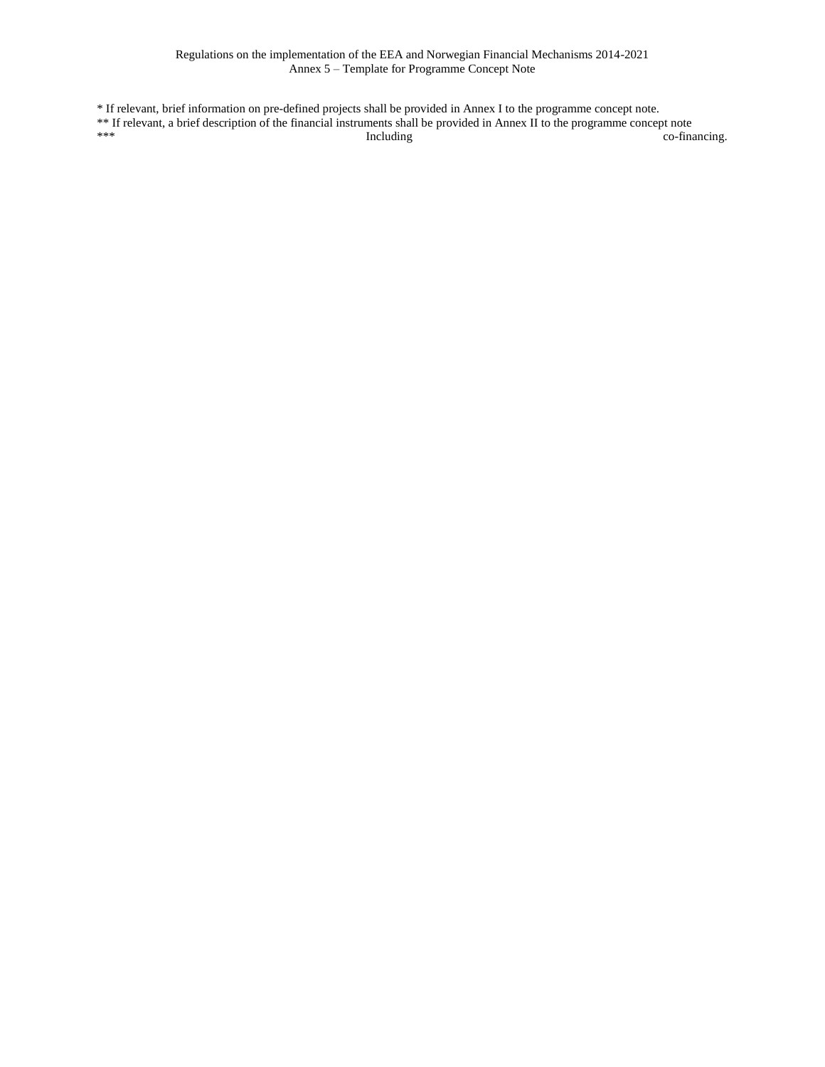* If relevant, brief information on pre-defined projects shall be provided in Annex I to the programme concept note.

** If relevant, a brief description of the financial instruments shall be provided in Annex II to the programme concept note

*** Including co-financing.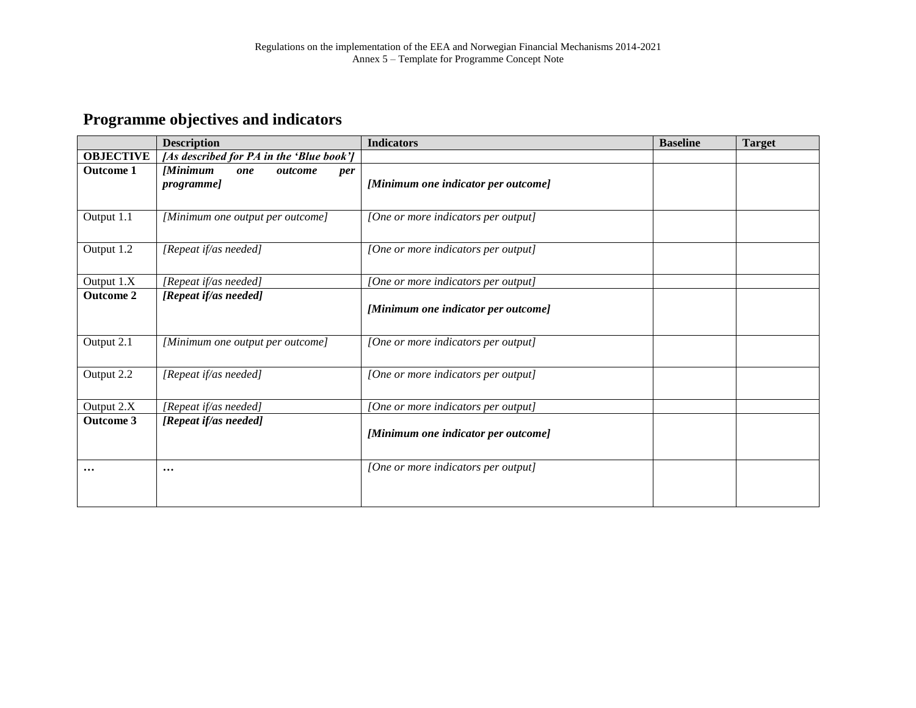## Programme objectives and indicators

| | Description | Indicators | Baseline | Target |
|---|---|---|---|---|
| **OBJECTIVE** | ***[As described for PA in the 'Blue book']*** | | | |
| **Outcome 1** | ***[Minimum one outcome per programme]*** | ***[Minimum one indicator per outcome]*** | | |
| Output 1.1 | *[Minimum one output per outcome]* | *[One or more indicators per output]* | | |
| Output 1.2 | *[Repeat if/as needed]* | *[One or more indicators per output]* | | |
| Output 1.X | *[Repeat if/as needed]* | *[One or more indicators per output]* | | |
| **Outcome 2** | ***[Repeat if/as needed]*** | ***[Minimum one indicator per outcome]*** | | |
| Output 2.1 | *[Minimum one output per outcome]* | *[One or more indicators per output]* | | |
| Output 2.2 | *[Repeat if/as needed]* | *[One or more indicators per output]* | | |
| Output 2.X | *[Repeat if/as needed]* | *[One or more indicators per output]* | | |
| **Outcome 3** | ***[Repeat if/as needed]*** | ***[Minimum one indicator per outcome]*** | | |
| **…** | **…** | *[One or more indicators per output]* | | |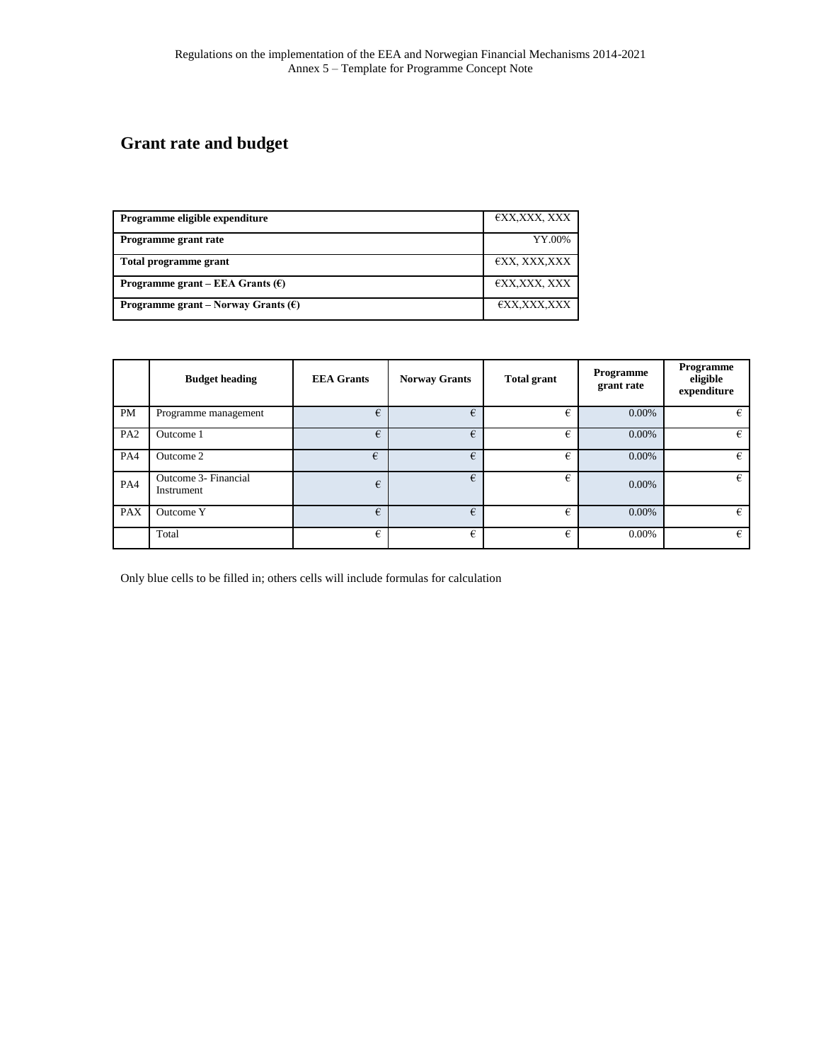## Grant rate and budget

| Programme eligible expenditure | €XX,XXX, XXX |
|---|---|
| Programme grant rate | YY.00% |
| Total programme grant | €XX, XXX,XXX |
| Programme grant – EEA Grants (€) | €XX,XXX, XXX |
| Programme grant – Norway Grants (€) | €XX,XXX,XXX |

| | Budget heading | EEA Grants | Norway Grants | Total grant | Programme grant rate | Programme eligible expenditure |
|---|---|---|---|---|---|---|
| PM | Programme management | € | € | € | 0.00% | € |
| PA2 | Outcome 1 | € | € | € | 0.00% | € |
| PA4 | Outcome 2 | € | € | € | 0.00% | € |
| PA4 | Outcome 3- Financial Instrument | € | € | € | 0.00% | € |
| PAX | Outcome Y | € | € | € | 0.00% | € |
| | Total | € | € | € | 0.00% | € |

Only blue cells to be filled in; others cells will include formulas for calculation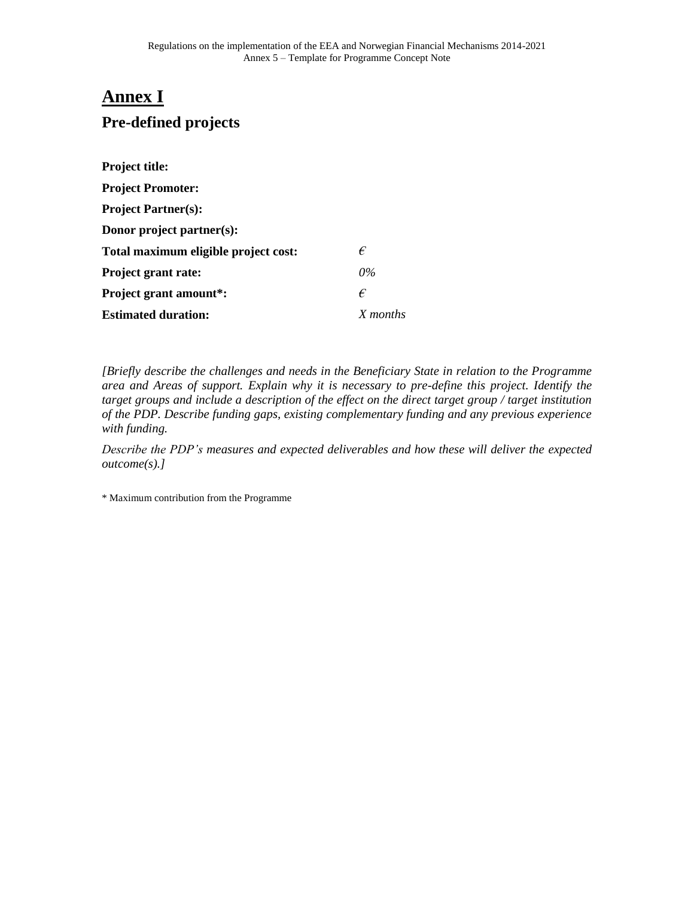# Annex I

## Pre-defined projects

| | |
|---|---|
| **Project title:** | |
| **Project Promoter:** | |
| **Project Partner(s):** | |
| **Donor project partner(s):** | |
| **Total maximum eligible project cost:** | *€* |
| **Project grant rate:** | *0%* |
| **Project grant amount*:** | *€* |
| **Estimated duration:** | *X months* |

*[Briefly describe the challenges and needs in the Beneficiary State in relation to the Programme area and Areas of support. Explain why it is necessary to pre-define this project. Identify the target groups and include a description of the effect on the direct target group / target institution of the PDP. Describe funding gaps, existing complementary funding and any previous experience with funding.*

*Describe the PDP's measures and expected deliverables and how these will deliver the expected outcome(s).]*

* Maximum contribution from the Programme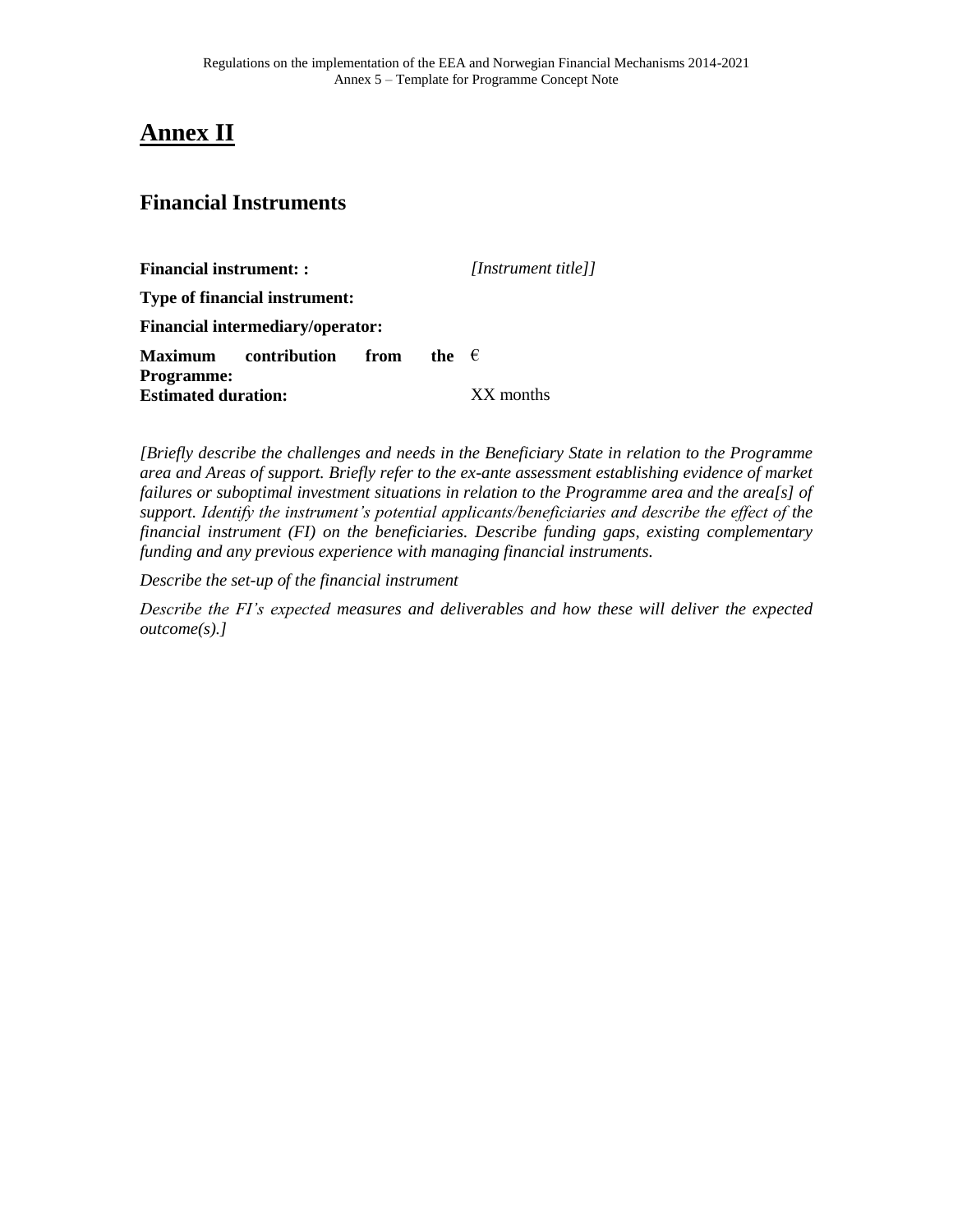# Annex II

## Financial Instruments

| | |
|---|---|
| **Financial instrument: :** | *[Instrument title]]* |
| **Type of financial instrument:** | |
| **Financial intermediary/operator:** | |
| **Maximum contribution from the Programme:** | € |
| **Estimated duration:** | XX months |

*[Briefly describe the challenges and needs in the Beneficiary State in relation to the Programme area and Areas of support. Briefly refer to the ex-ante assessment establishing evidence of market failures or suboptimal investment situations in relation to the Programme area and the area[s] of support. Identify the instrument's potential applicants/beneficiaries and describe the effect of the financial instrument (FI) on the beneficiaries. Describe funding gaps, existing complementary funding and any previous experience with managing financial instruments.*

*Describe the set-up of the financial instrument*

*Describe the FI's expected measures and deliverables and how these will deliver the expected outcome(s).]*